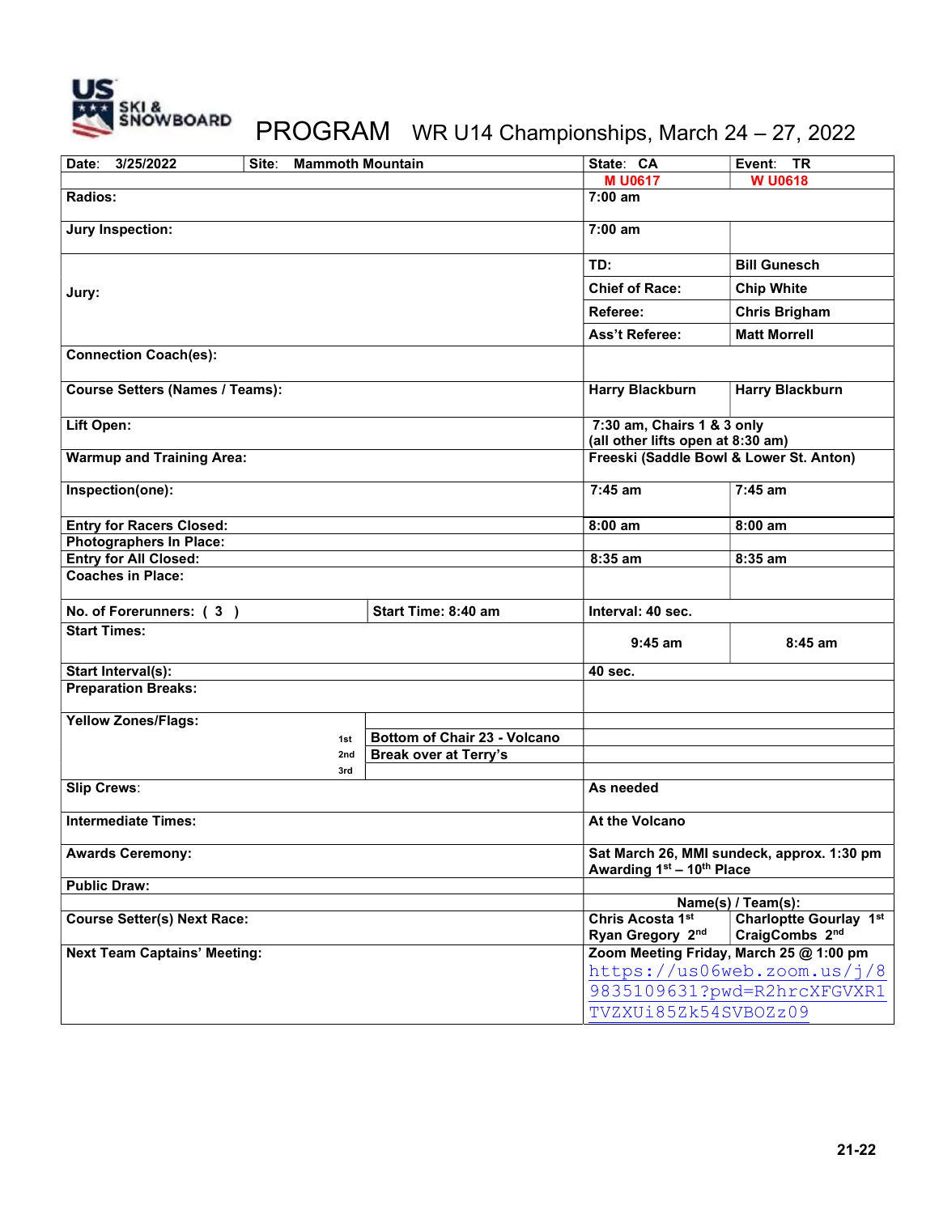US SKI & SNOWBOARD

# PROGRAM WR U14 Championships, March 24 – 27, 2022

| Date: 3/25/2022 | Site: Mammoth Mountain | State: CA | Event: TR |
|---|---|---|---|
| | | M U0617 | W U0618 |
| **Radios:** | | 7:00 am | |
| **Jury Inspection:** | | 7:00 am | |
| **Jury:** | | TD: | Bill Gunesch |
| | | Chief of Race: | Chip White |
| | | Referee: | Chris Brigham |
| | | Ass't Referee: | Matt Morrell |
| **Connection Coach(es):** | | | |
| **Course Setters (Names / Teams):** | | Harry Blackburn | Harry Blackburn |
| **Lift Open:** | | 7:30 am, Chairs 1 & 3 only (all other lifts open at 8:30 am) | |
| **Warmup and Training Area:** | | Freeski (Saddle Bowl & Lower St. Anton) | |
| **Inspection(one):** | | 7:45 am | 7:45 am |
| **Entry for Racers Closed:** | | 8:00 am | 8:00 am |
| **Photographers In Place:** | | | |
| **Entry for All Closed:** | | 8:35 am | 8:35 am |
| **Coaches in Place:** | | | |
| **No. of Forerunners: ( 3 )** | **Start Time: 8:40 am** | Interval: 40 sec. | |
| **Start Times:** | | 9:45 am | 8:45 am |
| **Start Interval(s):** | | 40 sec. | |
| **Preparation Breaks:** | | | |
| **Yellow Zones/Flags:** | | | |
| 1st | Bottom of Chair 23 - Volcano | | |
| 2nd | Break over at Terry's | | |
| 3rd | | | |
| **Slip Crews:** | | As needed | |
| **Intermediate Times:** | | At the Volcano | |
| **Awards Ceremony:** | | Sat March 26, MMI sundeck, approx. 1:30 pm Awarding 1st – 10th Place | |
| **Public Draw:** | | | |
| | | Name(s) / Team(s): | |
| **Course Setter(s) Next Race:** | | Chris Acosta 1st Ryan Gregory 2nd | Charloptte Gourlay 1st CraigCombs 2nd |
| **Next Team Captains' Meeting:** | | Zoom Meeting Friday, March 25 @ 1:00 pm https://us06web.zoom.us/j/89835109631?pwd=R2hrcXFGVXR1TVZXUi85Zk54SVBOZz09 | |

21-22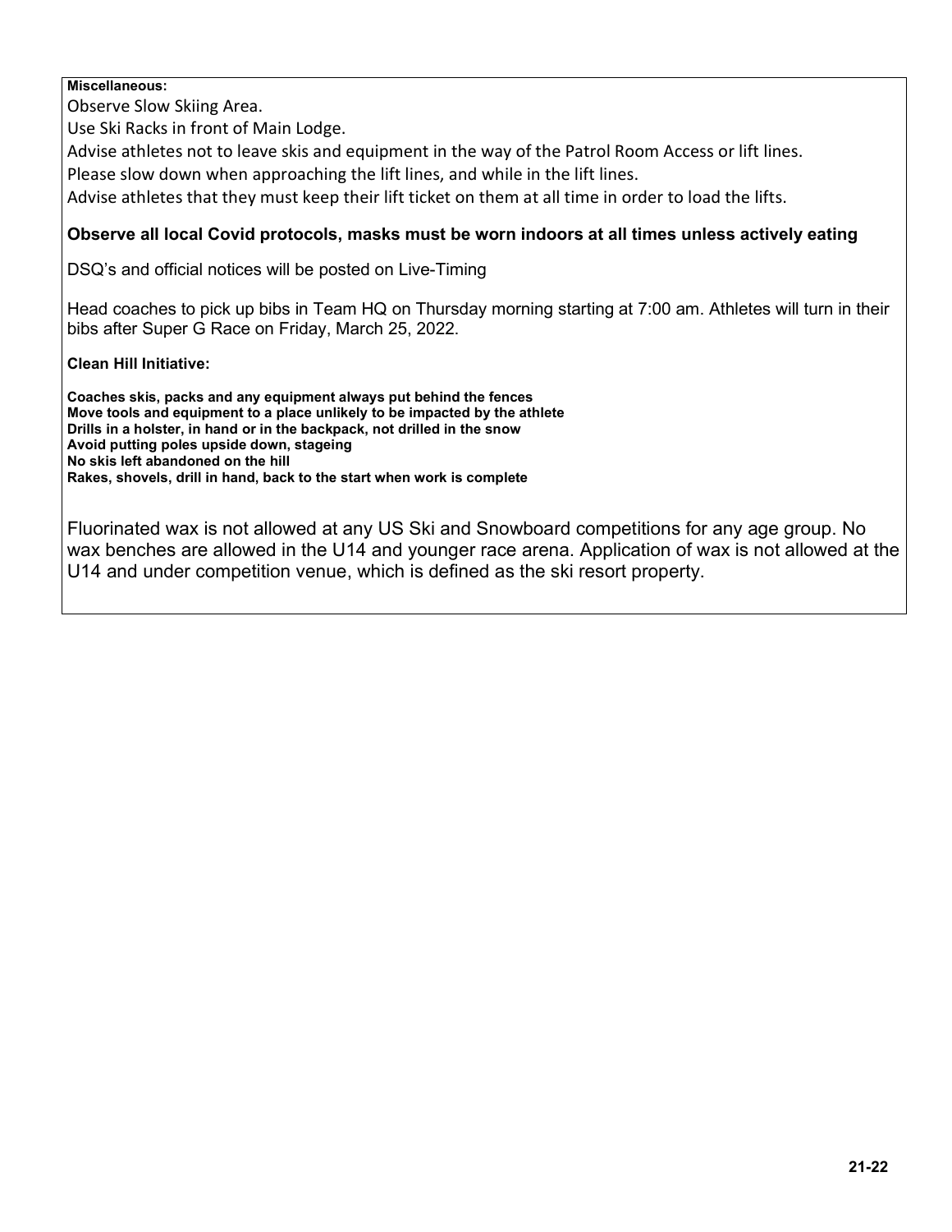**Miscellaneous:**

Observe Slow Skiing Area.

Use Ski Racks in front of Main Lodge.

Advise athletes not to leave skis and equipment in the way of the Patrol Room Access or lift lines.

Please slow down when approaching the lift lines, and while in the lift lines.

Advise athletes that they must keep their lift ticket on them at all time in order to load the lifts.

**Observe all local Covid protocols, masks must be worn indoors at all times unless actively eating**

DSQ's and official notices will be posted on Live-Timing

Head coaches to pick up bibs in Team HQ on Thursday morning starting at 7:00 am. Athletes will turn in their bibs after Super G Race on Friday, March 25, 2022.

**Clean Hill Initiative:**

**Coaches skis, packs and any equipment always put behind the fences**
**Move tools and equipment to a place unlikely to be impacted by the athlete**
**Drills in a holster, in hand or in the backpack, not drilled in the snow**
**Avoid putting poles upside down, stageing**
**No skis left abandoned on the hill**
**Rakes, shovels, drill in hand, back to the start when work is complete**

Fluorinated wax is not allowed at any US Ski and Snowboard competitions for any age group. No wax benches are allowed in the U14 and younger race arena. Application of wax is not allowed at the U14 and under competition venue, which is defined as the ski resort property.